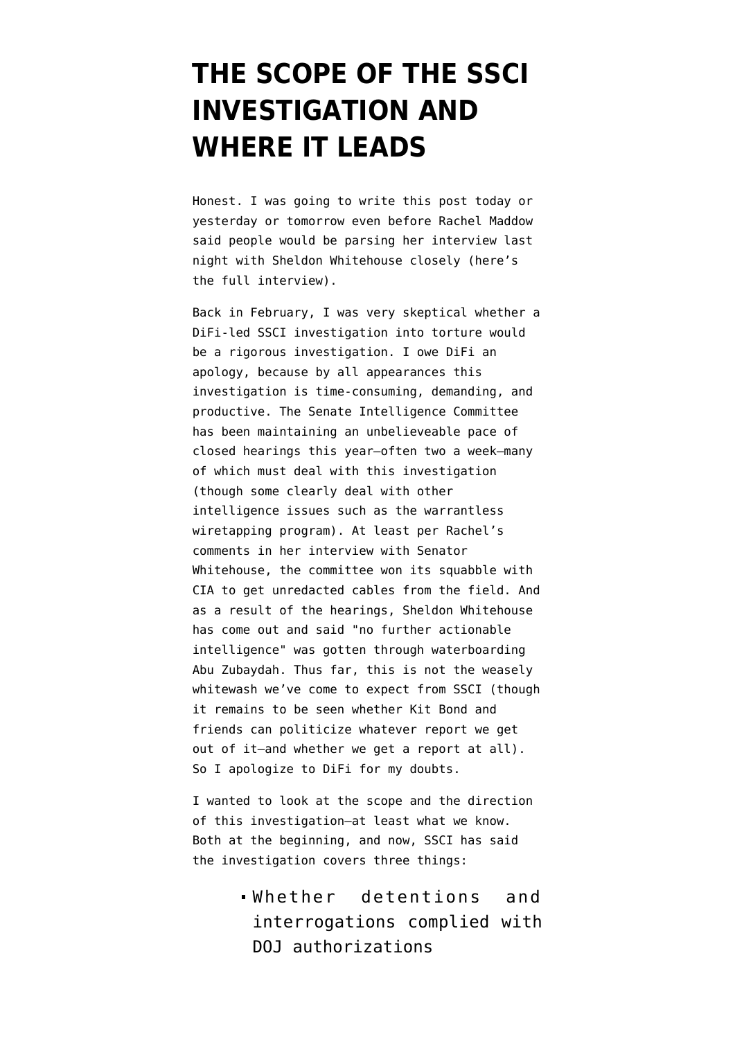# THE SCOPE OF THE SSCI INVESTIGATION AND WHERE IT LEADS

Honest. I was going to write this post today or yesterday or tomorrow even before Rachel Maddow said people would be parsing her interview last night with Sheldon Whitehouse closely (here's the full interview).

Back in February, I was very skeptical whether a DiFi-led SSCI investigation into torture would be a rigorous investigation. I owe DiFi an apology, because by all appearances this investigation is time-consuming, demanding, and productive. The Senate Intelligence Committee has been maintaining an unbelieveable pace of closed hearings this year—often two a week—many of which must deal with this investigation (though some clearly deal with other intelligence issues such as the warrantless wiretapping program). At least per Rachel's comments in her interview with Senator Whitehouse, the committee won its squabble with CIA to get unredacted cables from the field. And as a result of the hearings, Sheldon Whitehouse has come out and said "no further actionable intelligence" was gotten through waterboarding Abu Zubaydah. Thus far, this is not the weasely whitewash we've come to expect from SSCI (though it remains to be seen whether Kit Bond and friends can politicize whatever report we get out of it—and whether we get a report at all). So I apologize to DiFi for my doubts.

I wanted to look at the scope and the direction of this investigation—at least what we know. Both at the beginning, and now, SSCI has said the investigation covers three things:

- Whether detentions and interrogations complied with DOJ authorizations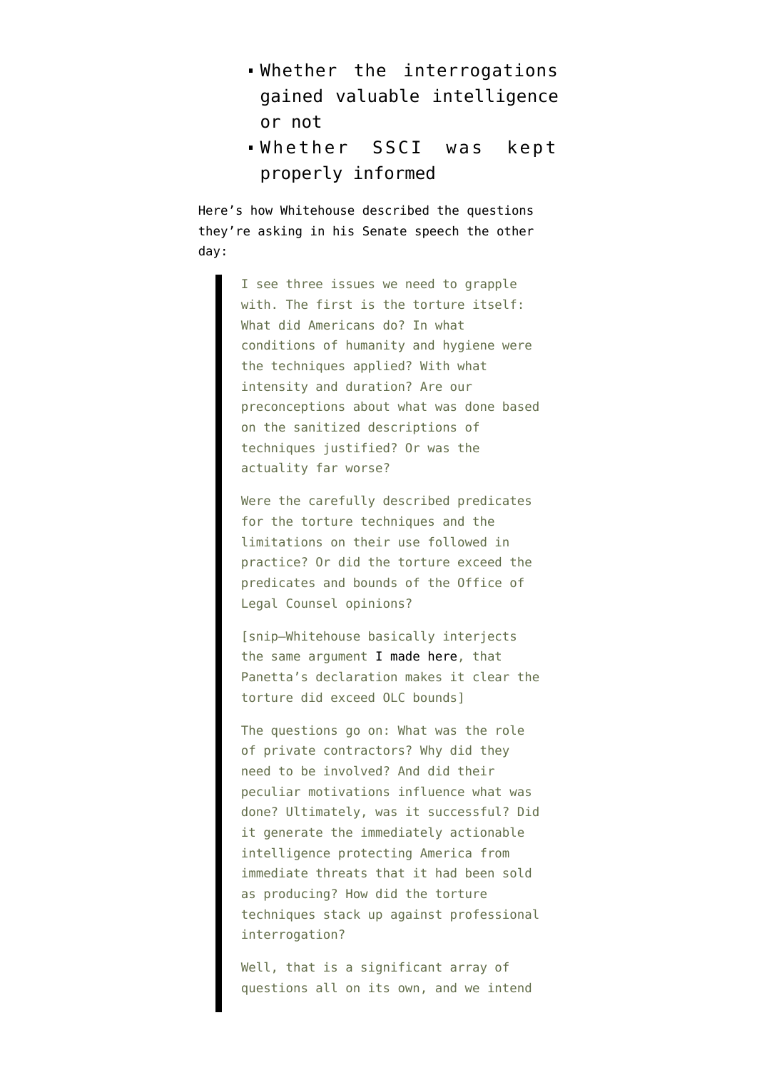- Whether the interrogations gained valuable intelligence or not
- Whether SSCI was kept properly informed

Here's how Whitehouse described the questions they're asking in his Senate speech the other day:

> I see three issues we need to grapple with. The first is the torture itself: What did Americans do? In what conditions of humanity and hygiene were the techniques applied? With what intensity and duration? Are our preconceptions about what was done based on the sanitized descriptions of techniques justified? Or was the actuality far worse?
>
> Were the carefully described predicates for the torture techniques and the limitations on their use followed in practice? Or did the torture exceed the predicates and bounds of the Office of Legal Counsel opinions?
>
> [snip–Whitehouse basically interjects the same argument I made here, that Panetta's declaration makes it clear the torture did exceed OLC bounds]
>
> The questions go on: What was the role of private contractors? Why did they need to be involved? And did their peculiar motivations influence what was done? Ultimately, was it successful? Did it generate the immediately actionable intelligence protecting America from immediate threats that it had been sold as producing? How did the torture techniques stack up against professional interrogation?
>
> Well, that is a significant array of questions all on its own, and we intend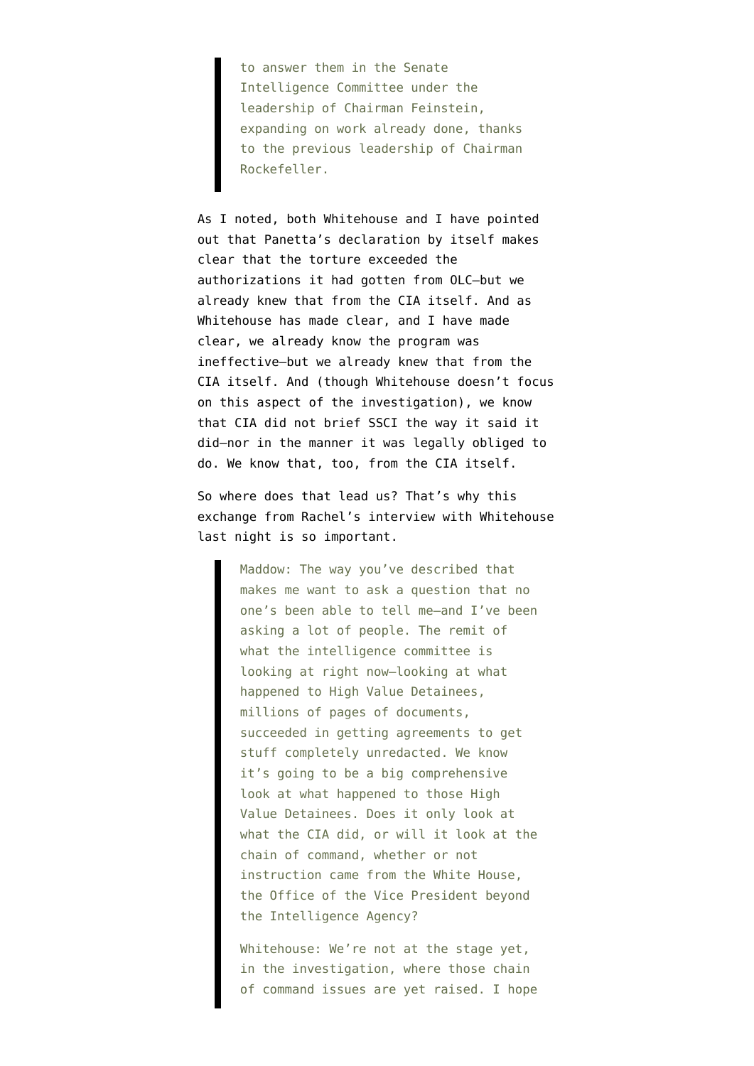> to answer them in the Senate Intelligence Committee under the leadership of Chairman Feinstein, expanding on work already done, thanks to the previous leadership of Chairman Rockefeller.

As I noted, both Whitehouse and I have pointed out that Panetta's declaration by itself makes clear that the torture exceeded the authorizations it had gotten from OLC—but we already knew that from the CIA itself. And as Whitehouse has made clear, and I have made clear, we already know the program was ineffective—but we already knew that from the CIA itself. And (though Whitehouse doesn't focus on this aspect of the investigation), we know that CIA did not brief SSCI the way it said it did—nor in the manner it was legally obliged to do. We know that, too, from the CIA itself.

So where does that lead us? That's why this exchange from Rachel's interview with Whitehouse last night is so important.

> Maddow: The way you've described that makes me want to ask a question that no one's been able to tell me—and I've been asking a lot of people. The remit of what the intelligence committee is looking at right now—looking at what happened to High Value Detainees, millions of pages of documents, succeeded in getting agreements to get stuff completely unredacted. We know it's going to be a big comprehensive look at what happened to those High Value Detainees. Does it only look at what the CIA did, or will it look at the chain of command, whether or not instruction came from the White House, the Office of the Vice President beyond the Intelligence Agency?
>
> Whitehouse: We're not at the stage yet, in the investigation, where those chain of command issues are yet raised. I hope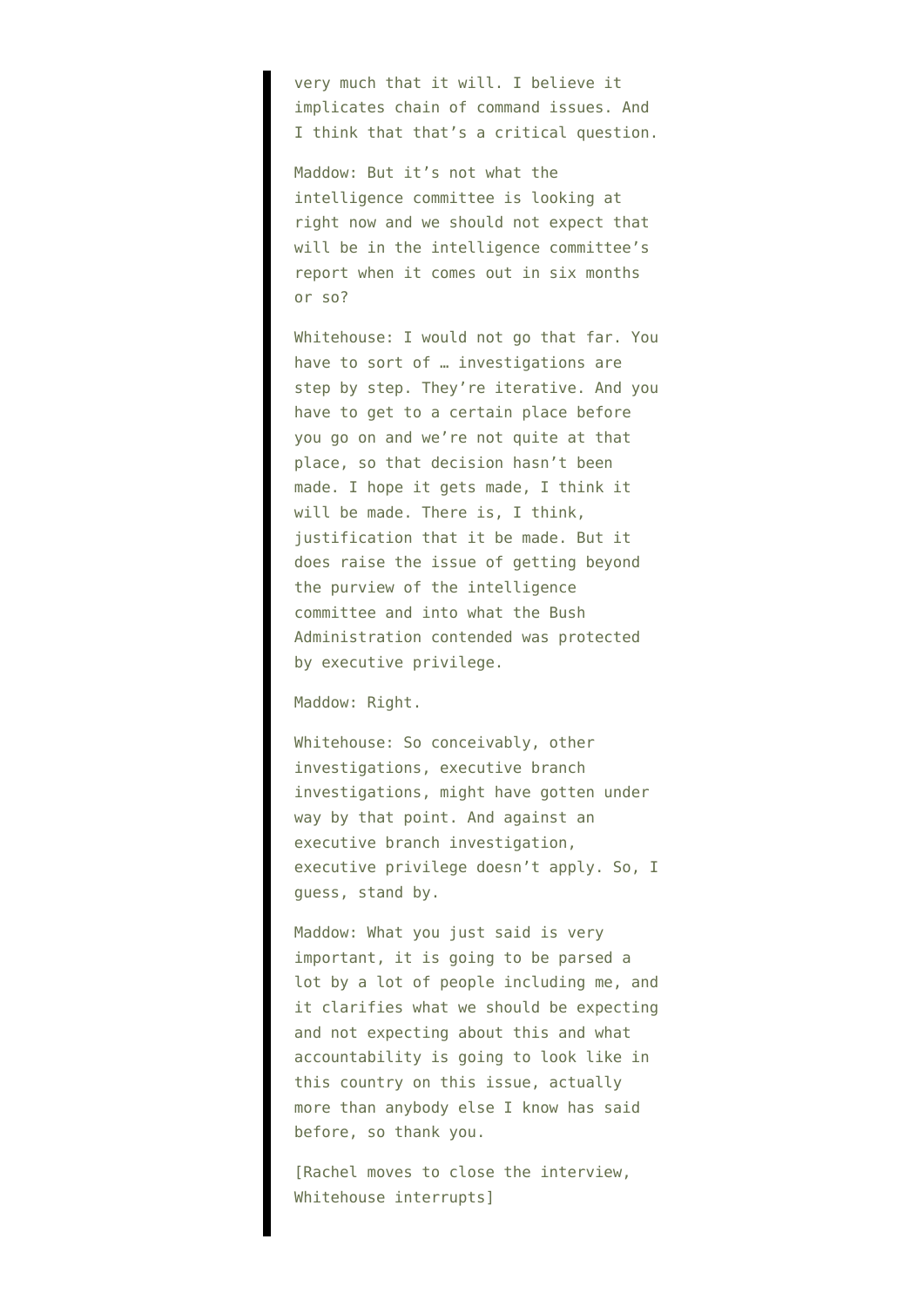> very much that it will. I believe it implicates chain of command issues. And I think that that's a critical question.
>
> Maddow: But it's not what the intelligence committee is looking at right now and we should not expect that will be in the intelligence committee's report when it comes out in six months or so?
>
> Whitehouse: I would not go that far. You have to sort of … investigations are step by step. They're iterative. And you have to get to a certain place before you go on and we're not quite at that place, so that decision hasn't been made. I hope it gets made, I think it will be made. There is, I think, justification that it be made. But it does raise the issue of getting beyond the purview of the intelligence committee and into what the Bush Administration contended was protected by executive privilege.
>
> Maddow: Right.
>
> Whitehouse: So conceivably, other investigations, executive branch investigations, might have gotten under way by that point. And against an executive branch investigation, executive privilege doesn't apply. So, I guess, stand by.
>
> Maddow: What you just said is very important, it is going to be parsed a lot by a lot of people including me, and it clarifies what we should be expecting and not expecting about this and what accountability is going to look like in this country on this issue, actually more than anybody else I know has said before, so thank you.
>
> [Rachel moves to close the interview, Whitehouse interrupts]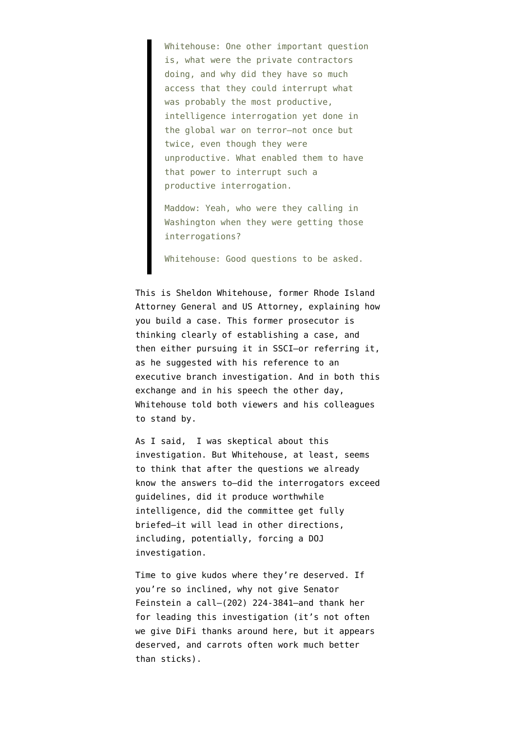> Whitehouse: One other important question is, what were the private contractors doing, and why did they have so much access that they could interrupt what was probably the most productive, intelligence interrogation yet done in the global war on terror—not once but twice, even though they were unproductive. What enabled them to have that power to interrupt such a productive interrogation.
>
> Maddow: Yeah, who were they calling in Washington when they were getting those interrogations?
>
> Whitehouse: Good questions to be asked.

This is Sheldon Whitehouse, former Rhode Island Attorney General and US Attorney, explaining how you build a case. This former prosecutor is thinking clearly of establishing a case, and then either pursuing it in SSCI—or referring it, as he suggested with his reference to an executive branch investigation. And in both this exchange and in his speech the other day, Whitehouse told both viewers and his colleagues to stand by.

As I said, I was skeptical about this investigation. But Whitehouse, at least, seems to think that after the questions we already know the answers to—did the interrogators exceed guidelines, did it produce worthwhile intelligence, did the committee get fully briefed—it will lead in other directions, including, potentially, forcing a DOJ investigation.

Time to give kudos where they're deserved. If you're so inclined, why not give Senator Feinstein a call—(202) 224-3841—and thank her for leading this investigation (it's not often we give DiFi thanks around here, but it appears deserved, and carrots often work much better than sticks).